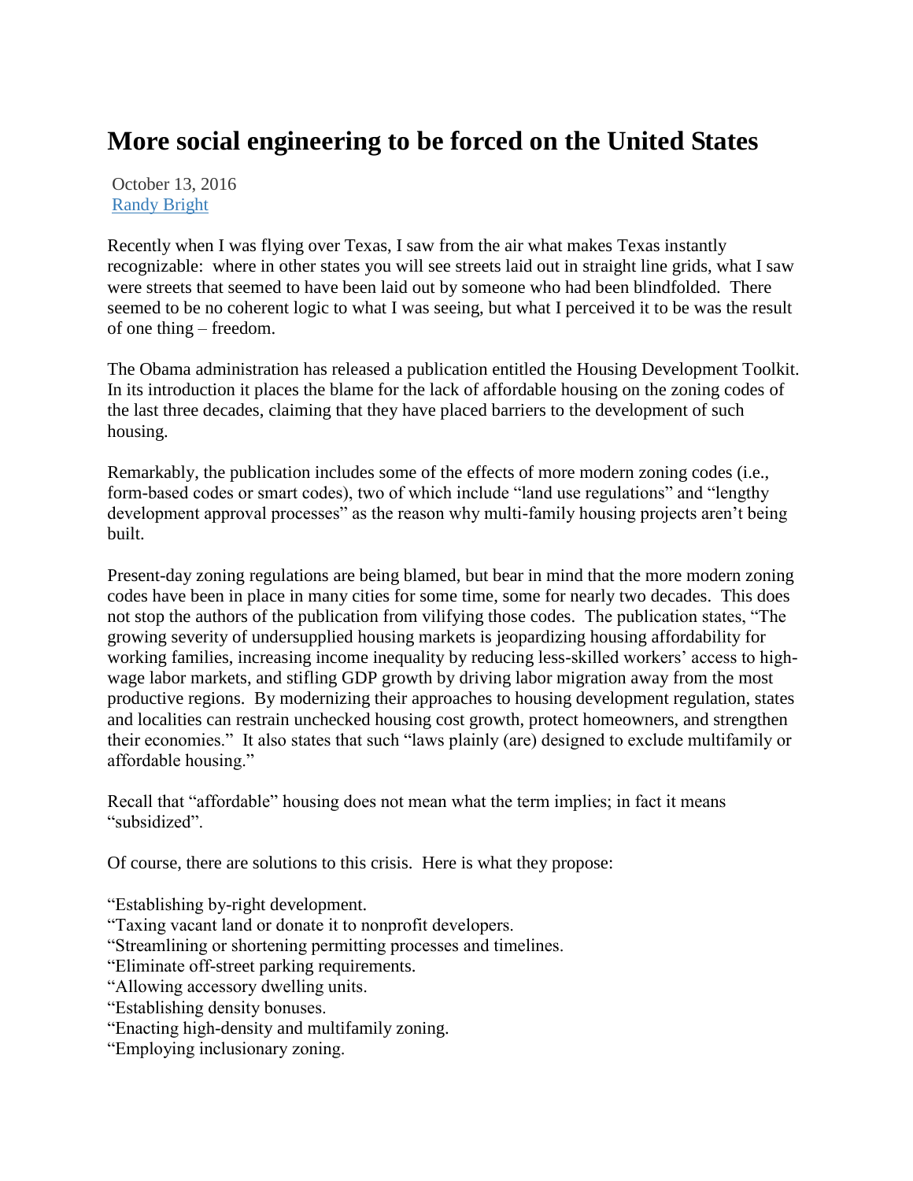# More social engineering to be forced on the United States

October 13, 2016
[Randy Bright]

Recently when I was flying over Texas, I saw from the air what makes Texas instantly recognizable: where in other states you will see streets laid out in straight line grids, what I saw were streets that seemed to have been laid out by someone who had been blindfolded. There seemed to be no coherent logic to what I was seeing, but what I perceived it to be was the result of one thing – freedom.

The Obama administration has released a publication entitled the Housing Development Toolkit. In its introduction it places the blame for the lack of affordable housing on the zoning codes of the last three decades, claiming that they have placed barriers to the development of such housing.

Remarkably, the publication includes some of the effects of more modern zoning codes (i.e., form-based codes or smart codes), two of which include "land use regulations" and "lengthy development approval processes" as the reason why multi-family housing projects aren't being built.

Present-day zoning regulations are being blamed, but bear in mind that the more modern zoning codes have been in place in many cities for some time, some for nearly two decades. This does not stop the authors of the publication from vilifying those codes. The publication states, "The growing severity of undersupplied housing markets is jeopardizing housing affordability for working families, increasing income inequality by reducing less-skilled workers' access to high-wage labor markets, and stifling GDP growth by driving labor migration away from the most productive regions. By modernizing their approaches to housing development regulation, states and localities can restrain unchecked housing cost growth, protect homeowners, and strengthen their economies." It also states that such "laws plainly (are) designed to exclude multifamily or affordable housing."

Recall that "affordable" housing does not mean what the term implies; in fact it means "subsidized".

Of course, there are solutions to this crisis. Here is what they propose:

"Establishing by-right development.
"Taxing vacant land or donate it to nonprofit developers.
"Streamlining or shortening permitting processes and timelines.
"Eliminate off-street parking requirements.
"Allowing accessory dwelling units.
"Establishing density bonuses.
"Enacting high-density and multifamily zoning.
"Employing inclusionary zoning.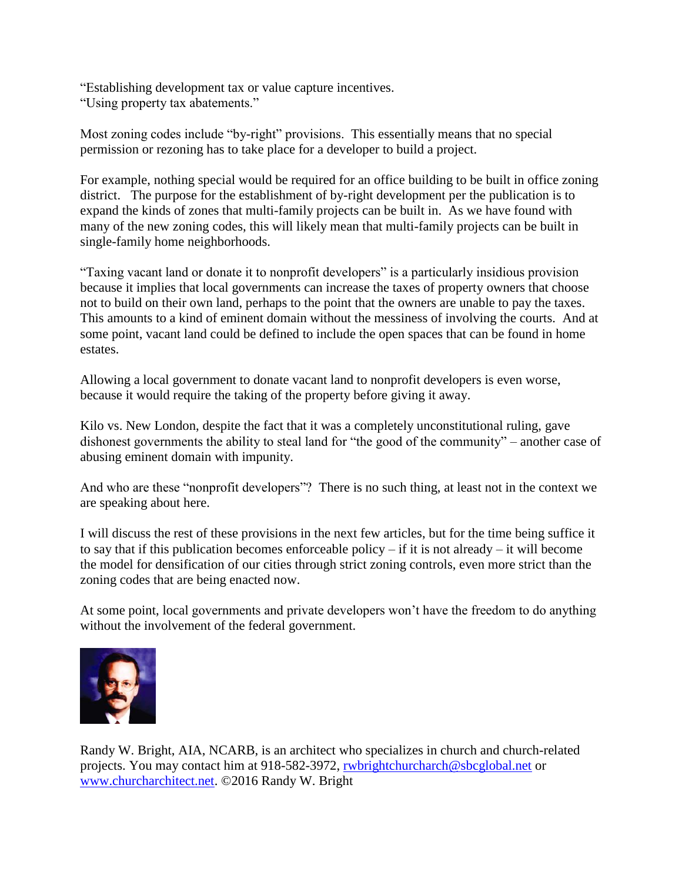"Establishing development tax or value capture incentives.
"Using property tax abatements."

Most zoning codes include "by-right" provisions. This essentially means that no special permission or rezoning has to take place for a developer to build a project.

For example, nothing special would be required for an office building to be built in office zoning district. The purpose for the establishment of by-right development per the publication is to expand the kinds of zones that multi-family projects can be built in. As we have found with many of the new zoning codes, this will likely mean that multi-family projects can be built in single-family home neighborhoods.

"Taxing vacant land or donate it to nonprofit developers" is a particularly insidious provision because it implies that local governments can increase the taxes of property owners that choose not to build on their own land, perhaps to the point that the owners are unable to pay the taxes. This amounts to a kind of eminent domain without the messiness of involving the courts. And at some point, vacant land could be defined to include the open spaces that can be found in home estates.

Allowing a local government to donate vacant land to nonprofit developers is even worse, because it would require the taking of the property before giving it away.

Kilo vs. New London, despite the fact that it was a completely unconstitutional ruling, gave dishonest governments the ability to steal land for "the good of the community" – another case of abusing eminent domain with impunity.

And who are these "nonprofit developers"? There is no such thing, at least not in the context we are speaking about here.

I will discuss the rest of these provisions in the next few articles, but for the time being suffice it to say that if this publication becomes enforceable policy – if it is not already – it will become the model for densification of our cities through strict zoning controls, even more strict than the zoning codes that are being enacted now.

At some point, local governments and private developers won't have the freedom to do anything without the involvement of the federal government.

Randy W. Bright, AIA, NCARB, is an architect who specializes in church and church-related projects. You may contact him at 918-582-3972, rwbrightchurcharch@sbcglobal.net or www.churcharchitect.net. ©2016 Randy W. Bright